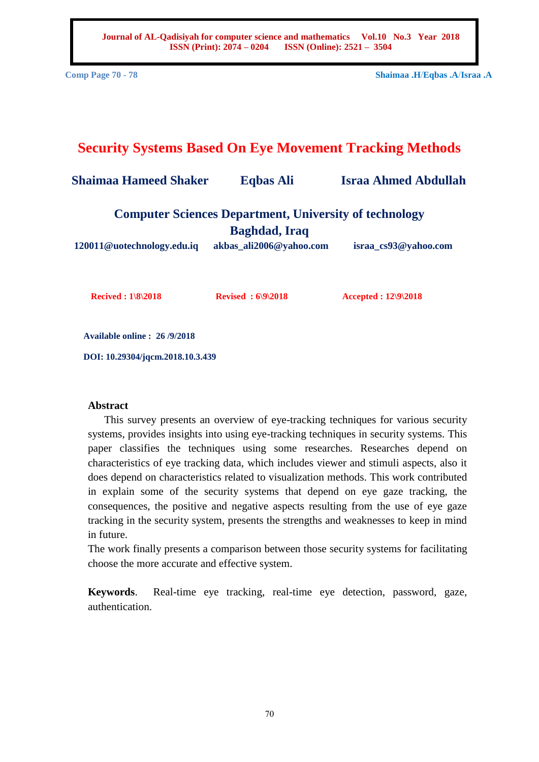# Security Systems Based On Eye Movement Tracking Methods

**Shaimaa Hameed Shaker** **Eqbas Ali** **Israa Ahmed Abdullah**

**Computer Sciences Department, University of technology**
**Baghdad, Iraq**

120011@uotechnology.edu.iq akbas_ali2006@yahoo.com israa_cs93@yahoo.com

**Recived : 1\8\2018** **Revised : 6\9\2018** **Accepted : 12\9\2018**

**Available online : 26 /9/2018**

**DOI: 10.29304/jqcm.2018.10.3.439**

## Abstract

This survey presents an overview of eye-tracking techniques for various security systems, provides insights into using eye-tracking techniques in security systems. This paper classifies the techniques using some researches. Researches depend on characteristics of eye tracking data, which includes viewer and stimuli aspects, also it does depend on characteristics related to visualization methods. This work contributed in explain some of the security systems that depend on eye gaze tracking, the consequences, the positive and negative aspects resulting from the use of eye gaze tracking in the security system, presents the strengths and weaknesses to keep in mind in future.

The work finally presents a comparison between those security systems for facilitating choose the more accurate and effective system.

**Keywords**. Real-time eye tracking, real-time eye detection, password, gaze, authentication.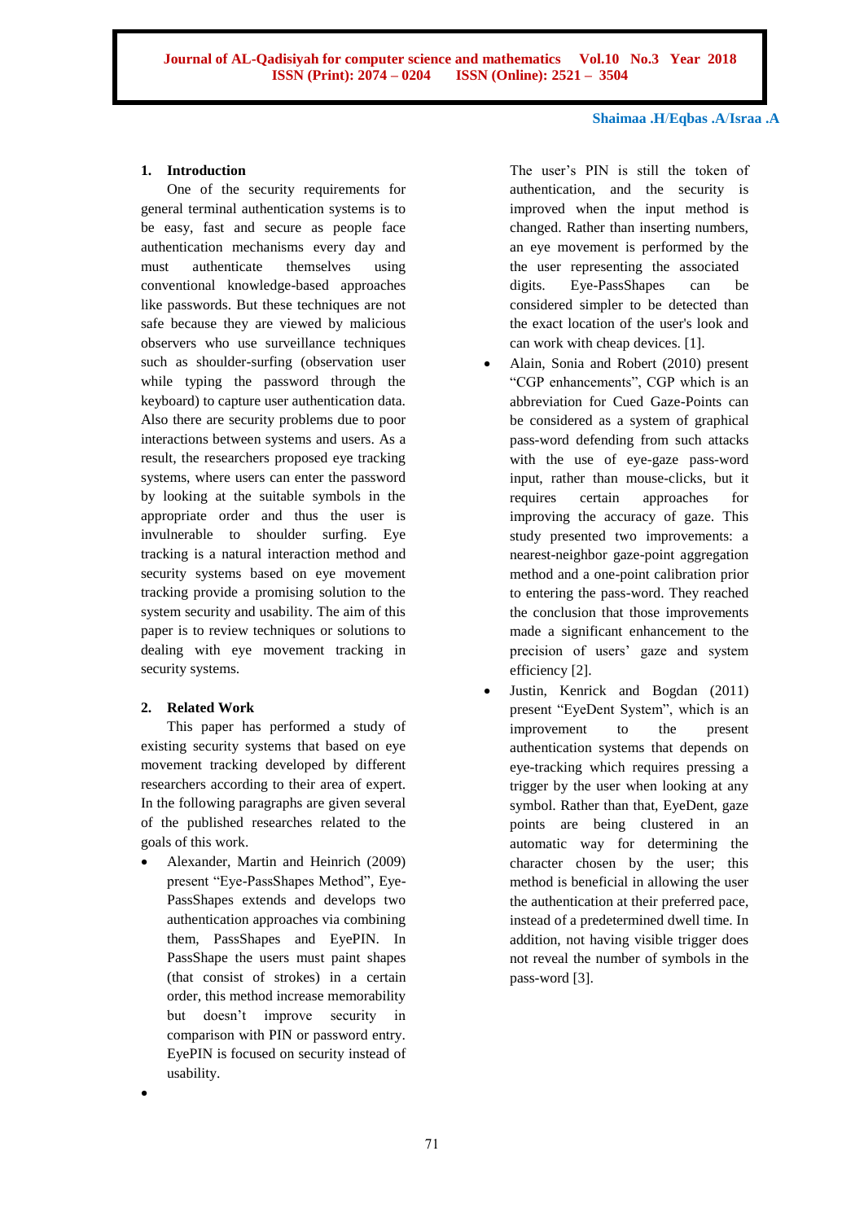## 1. Introduction

One of the security requirements for general terminal authentication systems is to be easy, fast and secure as people face authentication mechanisms every day and must authenticate themselves using conventional knowledge-based approaches like passwords. But these techniques are not safe because they are viewed by malicious observers who use surveillance techniques such as shoulder-surfing (observation user while typing the password through the keyboard) to capture user authentication data. Also there are security problems due to poor interactions between systems and users. As a result, the researchers proposed eye tracking systems, where users can enter the password by looking at the suitable symbols in the appropriate order and thus the user is invulnerable to shoulder surfing. Eye tracking is a natural interaction method and security systems based on eye movement tracking provide a promising solution to the system security and usability. The aim of this paper is to review techniques or solutions to dealing with eye movement tracking in security systems.

## 2. Related Work

This paper has performed a study of existing security systems that based on eye movement tracking developed by different researchers according to their area of expert. In the following paragraphs are given several of the published researches related to the goals of this work.

- Alexander, Martin and Heinrich (2009) present "Eye-PassShapes Method", Eye-PassShapes extends and develops two authentication approaches via combining them, PassShapes and EyePIN. In PassShape the users must paint shapes (that consist of strokes) in a certain order, this method increase memorability but doesn't improve security in comparison with PIN or password entry. EyePIN is focused on security instead of usability.
- The user's PIN is still the token of authentication, and the security is improved when the input method is changed. Rather than inserting numbers, an eye movement is performed by the the user representing the associated digits. Eye-PassShapes can be considered simpler to be detected than the exact location of the user's look and can work with cheap devices. [1].
- Alain, Sonia and Robert (2010) present "CGP enhancements", CGP which is an abbreviation for Cued Gaze-Points can be considered as a system of graphical pass-word defending from such attacks with the use of eye-gaze pass-word input, rather than mouse-clicks, but it requires certain approaches for improving the accuracy of gaze. This study presented two improvements: a nearest-neighbor gaze-point aggregation method and a one-point calibration prior to entering the pass-word. They reached the conclusion that those improvements made a significant enhancement to the precision of users' gaze and system efficiency [2].
- Justin, Kenrick and Bogdan (2011) present "EyeDent System", which is an improvement to the present authentication systems that depends on eye-tracking which requires pressing a trigger by the user when looking at any symbol. Rather than that, EyeDent, gaze points are being clustered in an automatic way for determining the character chosen by the user; this method is beneficial in allowing the user the authentication at their preferred pace, instead of a predetermined dwell time. In addition, not having visible trigger does not reveal the number of symbols in the pass-word [3].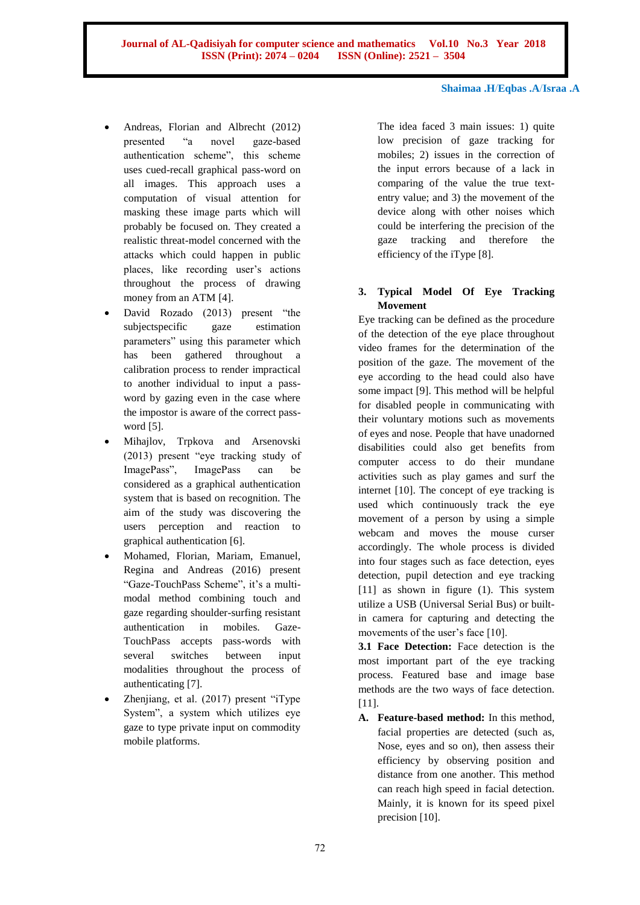- Andreas, Florian and Albrecht (2012) presented "a novel gaze-based authentication scheme", this scheme uses cued-recall graphical pass-word on all images. This approach uses a computation of visual attention for masking these image parts which will probably be focused on. They created a realistic threat-model concerned with the attacks which could happen in public places, like recording user's actions throughout the process of drawing money from an ATM [4].
- David Rozado (2013) present "the subjectspecific gaze estimation parameters" using this parameter which has been gathered throughout a calibration process to render impractical to another individual to input a pass-word by gazing even in the case where the impostor is aware of the correct pass-word [5].
- Mihajlov, Trpkova and Arsenovski (2013) present "eye tracking study of ImagePass", ImagePass can be considered as a graphical authentication system that is based on recognition. The aim of the study was discovering the users perception and reaction to graphical authentication [6].
- Mohamed, Florian, Mariam, Emanuel, Regina and Andreas (2016) present "Gaze-TouchPass Scheme", it's a multi-modal method combining touch and gaze regarding shoulder-surfing resistant authentication in mobiles. Gaze-TouchPass accepts pass-words with several switches between input modalities throughout the process of authenticating [7].
- Zhenjiang, et al. (2017) present "iType System", a system which utilizes eye gaze to type private input on commodity mobile platforms.

  The idea faced 3 main issues: 1) quite low precision of gaze tracking for mobiles; 2) issues in the correction of the input errors because of a lack in comparing of the value the true text-entry value; and 3) the movement of the device along with other noises which could be interfering the precision of the gaze tracking and therefore the efficiency of the iType [8].

## 3. Typical Model Of Eye Tracking Movement

Eye tracking can be defined as the procedure of the detection of the eye place throughout video frames for the determination of the position of the gaze. The movement of the eye according to the head could also have some impact [9]. This method will be helpful for disabled people in communicating with their voluntary motions such as movements of eyes and nose. People that have unadorned disabilities could also get benefits from computer access to do their mundane activities such as play games and surf the internet [10]. The concept of eye tracking is used which continuously track the eye movement of a person by using a simple webcam and moves the mouse curser accordingly. The whole process is divided into four stages such as face detection, eyes detection, pupil detection and eye tracking [11] as shown in figure (1). This system utilize a USB (Universal Serial Bus) or built-in camera for capturing and detecting the movements of the user's face [10].

**3.1 Face Detection:** Face detection is the most important part of the eye tracking process. Featured base and image base methods are the two ways of face detection. [11].

**A. Feature-based method:** In this method, facial properties are detected (such as, Nose, eyes and so on), then assess their efficiency by observing position and distance from one another. This method can reach high speed in facial detection. Mainly, it is known for its speed pixel precision [10].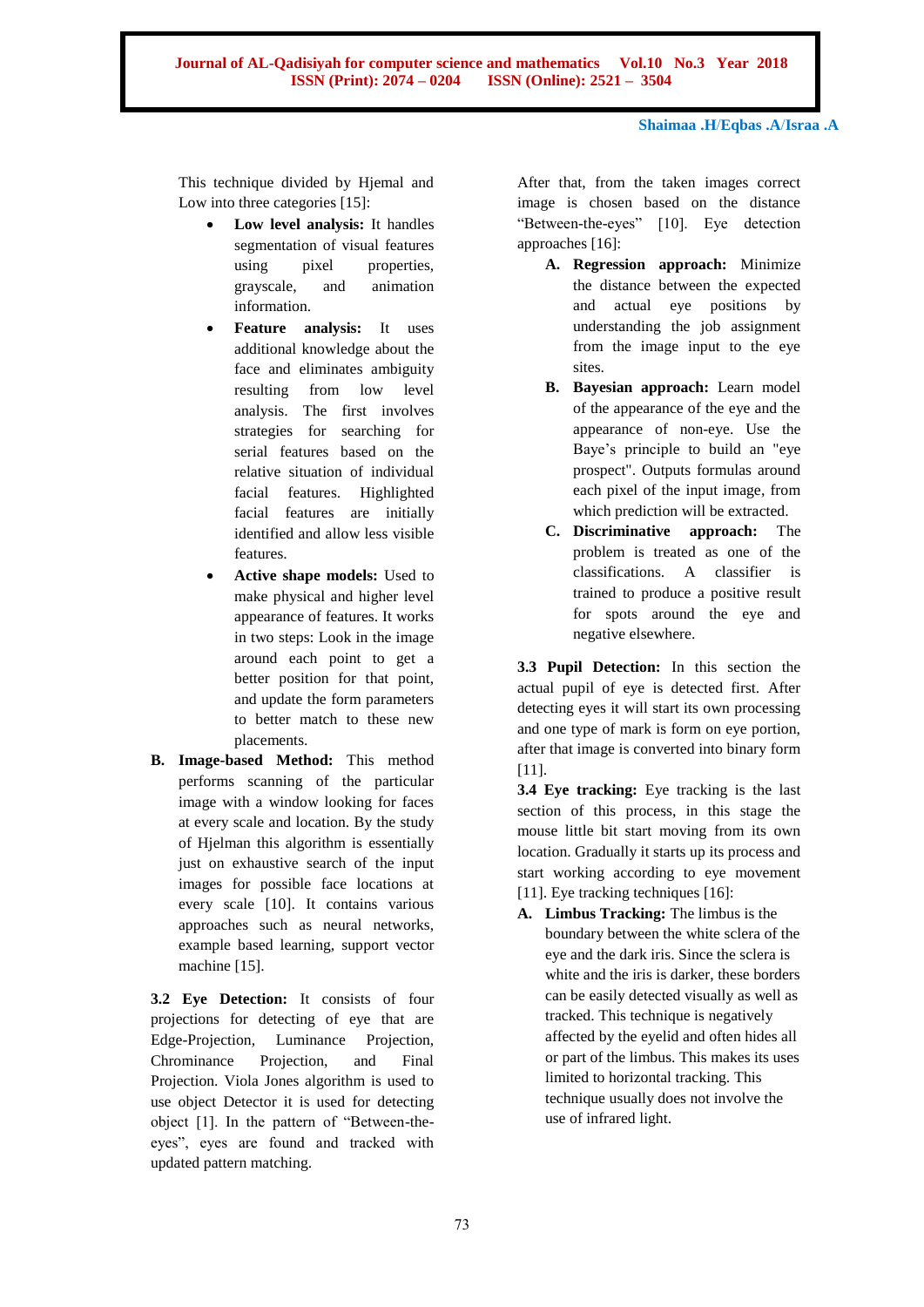This technique divided by Hjemal and Low into three categories [15]:

- **Low level analysis:** It handles segmentation of visual features using pixel properties, grayscale, and animation information.
- **Feature analysis:** It uses additional knowledge about the face and eliminates ambiguity resulting from low level analysis. The first involves strategies for searching for serial features based on the relative situation of individual facial features. Highlighted facial features are initially identified and allow less visible features.
- **Active shape models:** Used to make physical and higher level appearance of features. It works in two steps: Look in the image around each point to get a better position for that point, and update the form parameters to better match to these new placements.

**B. Image-based Method:** This method performs scanning of the particular image with a window looking for faces at every scale and location. By the study of Hjelman this algorithm is essentially just on exhaustive search of the input images for possible face locations at every scale [10]. It contains various approaches such as neural networks, example based learning, support vector machine [15].

**3.2 Eye Detection:** It consists of four projections for detecting of eye that are Edge-Projection, Luminance Projection, Chrominance Projection, and Final Projection. Viola Jones algorithm is used to use object Detector it is used for detecting object [1]. In the pattern of "Between-the-eyes", eyes are found and tracked with updated pattern matching.

After that, from the taken images correct image is chosen based on the distance "Between-the-eyes" [10]. Eye detection approaches [16]:

**A. Regression approach:** Minimize the distance between the expected and actual eye positions by understanding the job assignment from the image input to the eye sites.

**B. Bayesian approach:** Learn model of the appearance of the eye and the appearance of non-eye. Use the Baye's principle to build an "eye prospect". Outputs formulas around each pixel of the input image, from which prediction will be extracted.

**C. Discriminative approach:** The problem is treated as one of the classifications. A classifier is trained to produce a positive result for spots around the eye and negative elsewhere.

**3.3 Pupil Detection:** In this section the actual pupil of eye is detected first. After detecting eyes it will start its own processing and one type of mark is form on eye portion, after that image is converted into binary form [11].

**3.4 Eye tracking:** Eye tracking is the last section of this process, in this stage the mouse little bit start moving from its own location. Gradually it starts up its process and start working according to eye movement [11]. Eye tracking techniques [16]:

**A. Limbus Tracking:** The limbus is the boundary between the white sclera of the eye and the dark iris. Since the sclera is white and the iris is darker, these borders can be easily detected visually as well as tracked. This technique is negatively affected by the eyelid and often hides all or part of the limbus. This makes its uses limited to horizontal tracking. This technique usually does not involve the use of infrared light.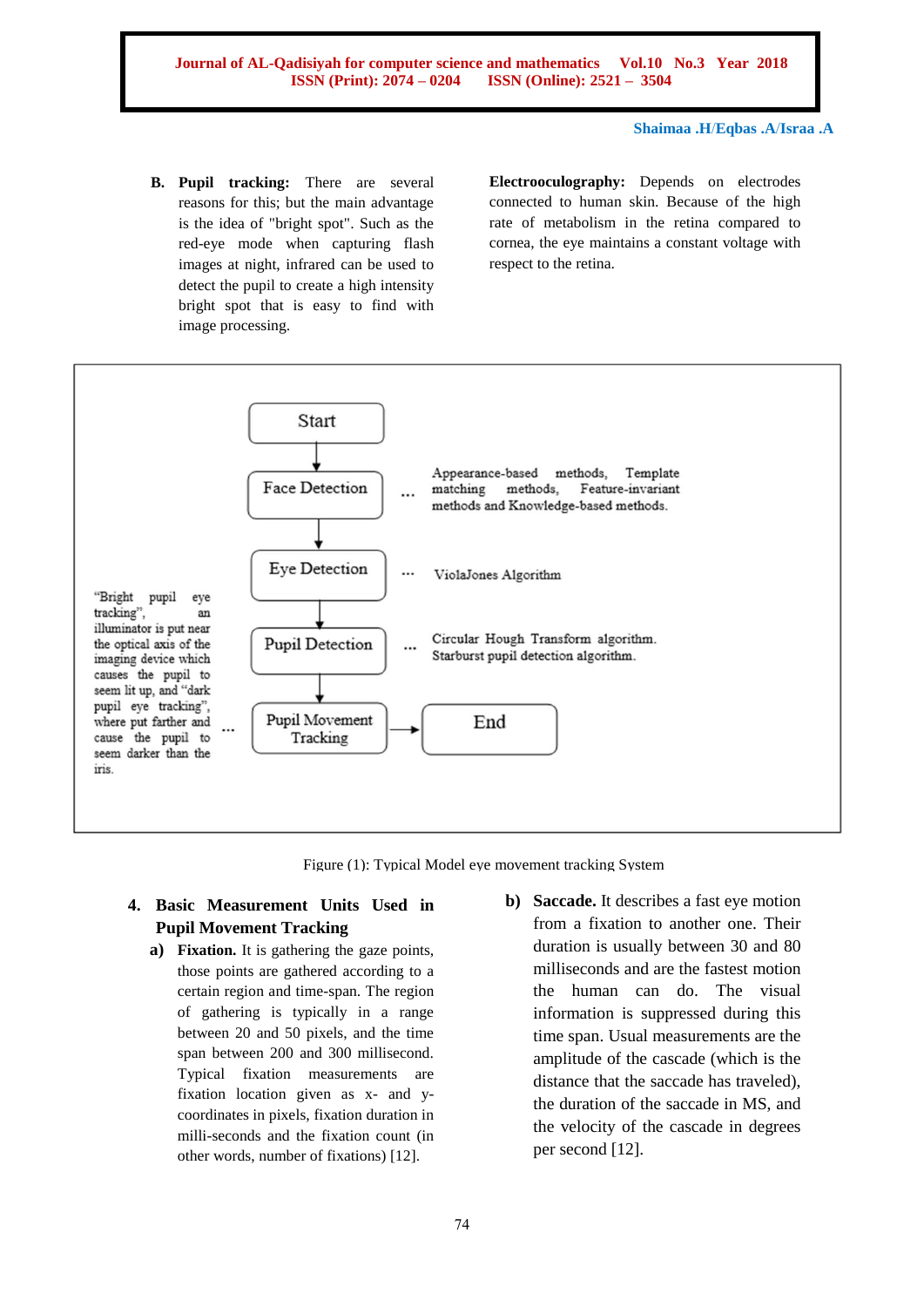**B. Pupil tracking:** There are several reasons for this; but the main advantage is the idea of "bright spot". Such as the red-eye mode when capturing flash images at night, infrared can be used to detect the pupil to create a high intensity bright spot that is easy to find with image processing.

**Electrooculography:** Depends on electrodes connected to human skin. Because of the high rate of metabolism in the retina compared to cornea, the eye maintains a constant voltage with respect to the retina.

Start → Face Detection → Eye Detection → Pupil Detection → Pupil Movement Tracking → End

- Face Detection ... Appearance-based methods, Template matching methods, Feature-invariant methods and Knowledge-based methods.
- Eye Detection ... ViolaJones Algorithm
- Pupil Detection ... Circular Hough Transform algorithm. Starburst pupil detection algorithm.
- Pupil Movement Tracking ... "Bright pupil eye tracking", an illuminator is put near the optical axis of the imaging device which causes the pupil to seem lit up, and "dark pupil eye tracking", where put farther and cause the pupil to seem darker than the iris.

Figure (1): Typical Model eye movement tracking System

## 4. Basic Measurement Units Used in Pupil Movement Tracking

**a) Fixation.** It is gathering the gaze points, those points are gathered according to a certain region and time-span. The region of gathering is typically in a range between 20 and 50 pixels, and the time span between 200 and 300 millisecond. Typical fixation measurements are fixation location given as x- and y-coordinates in pixels, fixation duration in milli-seconds and the fixation count (in other words, number of fixations) [12].

**b) Saccade.** It describes a fast eye motion from a fixation to another one. Their duration is usually between 30 and 80 milliseconds and are the fastest motion the human can do. The visual information is suppressed during this time span. Usual measurements are the amplitude of the cascade (which is the distance that the saccade has traveled), the duration of the saccade in MS, and the velocity of the cascade in degrees per second [12].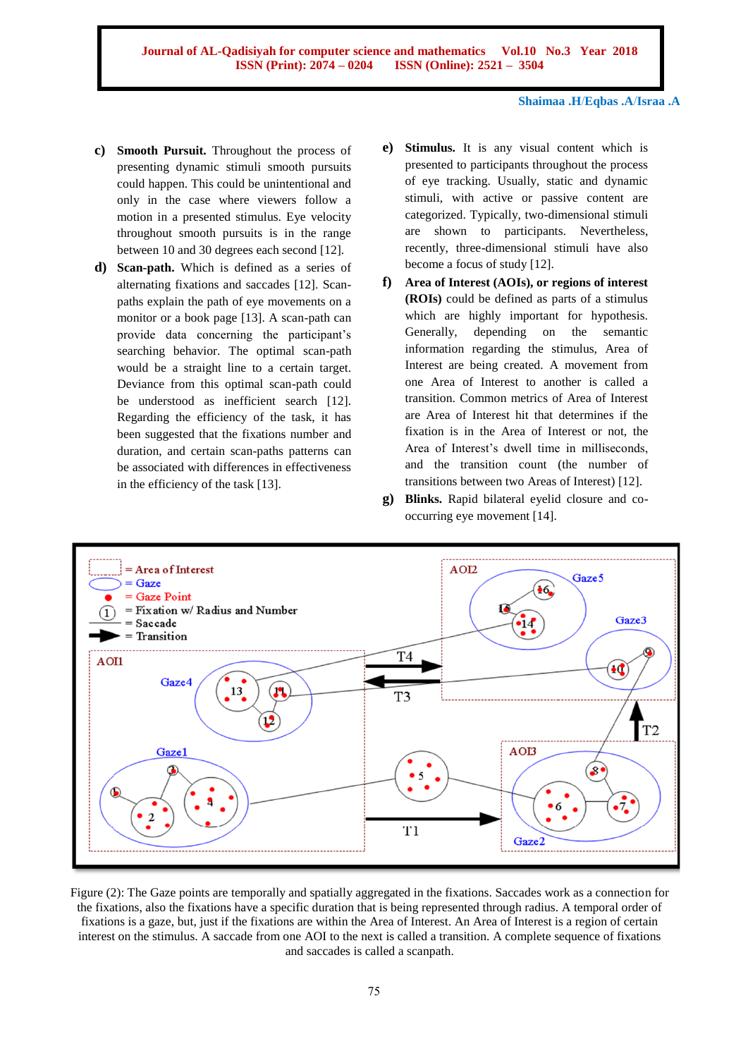c) **Smooth Pursuit.** Throughout the process of presenting dynamic stimuli smooth pursuits could happen. This could be unintentional and only in the case where viewers follow a motion in a presented stimulus. Eye velocity throughout smooth pursuits is in the range between 10 and 30 degrees each second [12].

d) **Scan-path.** Which is defined as a series of alternating fixations and saccades [12]. Scan-paths explain the path of eye movements on a monitor or a book page [13]. A scan-path can provide data concerning the participant's searching behavior. The optimal scan-path would be a straight line to a certain target. Deviance from this optimal scan-path could be understood as inefficient search [12]. Regarding the efficiency of the task, it has been suggested that the fixations number and duration, and certain scan-paths patterns can be associated with differences in effectiveness in the efficiency of the task [13].

e) **Stimulus.** It is any visual content which is presented to participants throughout the process of eye tracking. Usually, static and dynamic stimuli, with active or passive content are categorized. Typically, two-dimensional stimuli are shown to participants. Nevertheless, recently, three-dimensional stimuli have also become a focus of study [12].

f) **Area of Interest (AOIs), or regions of interest (ROIs)** could be defined as parts of a stimulus which are highly important for hypothesis. Generally, depending on the semantic information regarding the stimulus, Area of Interest are being created. A movement from one Area of Interest to another is called a transition. Common metrics of Area of Interest are Area of Interest hit that determines if the fixation is in the Area of Interest or not, the Area of Interest's dwell time in milliseconds, and the transition count (the number of transitions between two Areas of Interest) [12].

g) **Blinks.** Rapid bilateral eyelid closure and co-occurring eye movement [14].

Figure (2): The Gaze points are temporally and spatially aggregated in the fixations. Saccades work as a connection for the fixations, also the fixations have a specific duration that is being represented through radius. A temporal order of fixations is a gaze, but, just if the fixations are within the Area of Interest. An Area of Interest is a region of certain interest on the stimulus. A saccade from one AOI to the next is called a transition. A complete sequence of fixations and saccades is called a scanpath.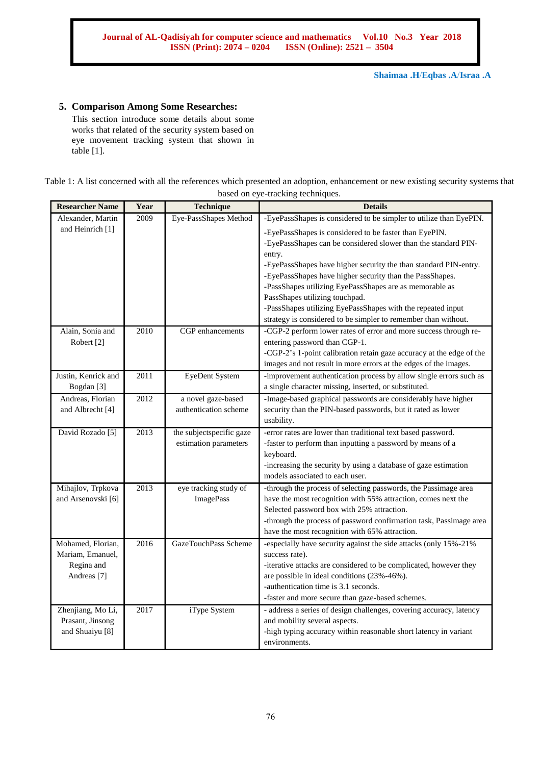## 5. Comparison Among Some Researches:

This section introduce some details about some works that related of the security system based on eye movement tracking system that shown in table [1].

Table 1: A list concerned with all the references which presented an adoption, enhancement or new existing security systems that based on eye-tracking techniques.

| Researcher Name | Year | Technique | Details |
|---|---|---|---|
| Alexander, Martin and Heinrich [1] | 2009 | Eye-PassShapes Method | -EyePassShapes is considered to be simpler to utilize than EyePIN.<br>-EyePassShapes is considered to be faster than EyePIN.<br>-EyePassShapes can be considered slower than the standard PIN-entry.<br>-EyePassShapes have higher security the than standard PIN-entry.<br>-EyePassShapes have higher security than the PassShapes.<br>-PassShapes utilizing EyePassShapes are as memorable as PassShapes utilizing touchpad.<br>-PassShapes utilizing EyePassShapes with the repeated input strategy is considered to be simpler to remember than without. |
| Alain, Sonia and Robert [2] | 2010 | CGP enhancements | -CGP-2 perform lower rates of error and more success through re-entering password than CGP-1.<br>-CGP-2's 1-point calibration retain gaze accuracy at the edge of the images and not result in more errors at the edges of the images. |
| Justin, Kenrick and Bogdan [3] | 2011 | EyeDent System | -improvement authentication process by allow single errors such as a single character missing, inserted, or substituted. |
| Andreas, Florian and Albrecht [4] | 2012 | a novel gaze-based authentication scheme | -Image-based graphical passwords are considerably have higher security than the PIN-based passwords, but it rated as lower usability. |
| David Rozado [5] | 2013 | the subjectspecific gaze estimation parameters | -error rates are lower than traditional text based password.<br>-faster to perform than inputting a password by means of a keyboard.<br>-increasing the security by using a database of gaze estimation models associated to each user. |
| Mihajlov, Trpkova and Arsenovski [6] | 2013 | eye tracking study of ImagePass | -through the process of selecting passwords, the Passimage area have the most recognition with 55% attraction, comes next the Selected password box with 25% attraction.<br>-through the process of password confirmation task, Passimage area have the most recognition with 65% attraction. |
| Mohamed, Florian, Mariam, Emanuel, Regina and Andreas [7] | 2016 | GazeTouchPass Scheme | -especially have security against the side attacks (only 15%-21% success rate).<br>-iterative attacks are considered to be complicated, however they are possible in ideal conditions (23%-46%).<br>-authentication time is 3.1 seconds.<br>-faster and more secure than gaze-based schemes. |
| Zhenjiang, Mo Li, Prasant, Jinsong and Shuaiyu [8] | 2017 | iType System | - address a series of design challenges, covering accuracy, latency and mobility several aspects.<br>-high typing accuracy within reasonable short latency in variant environments. |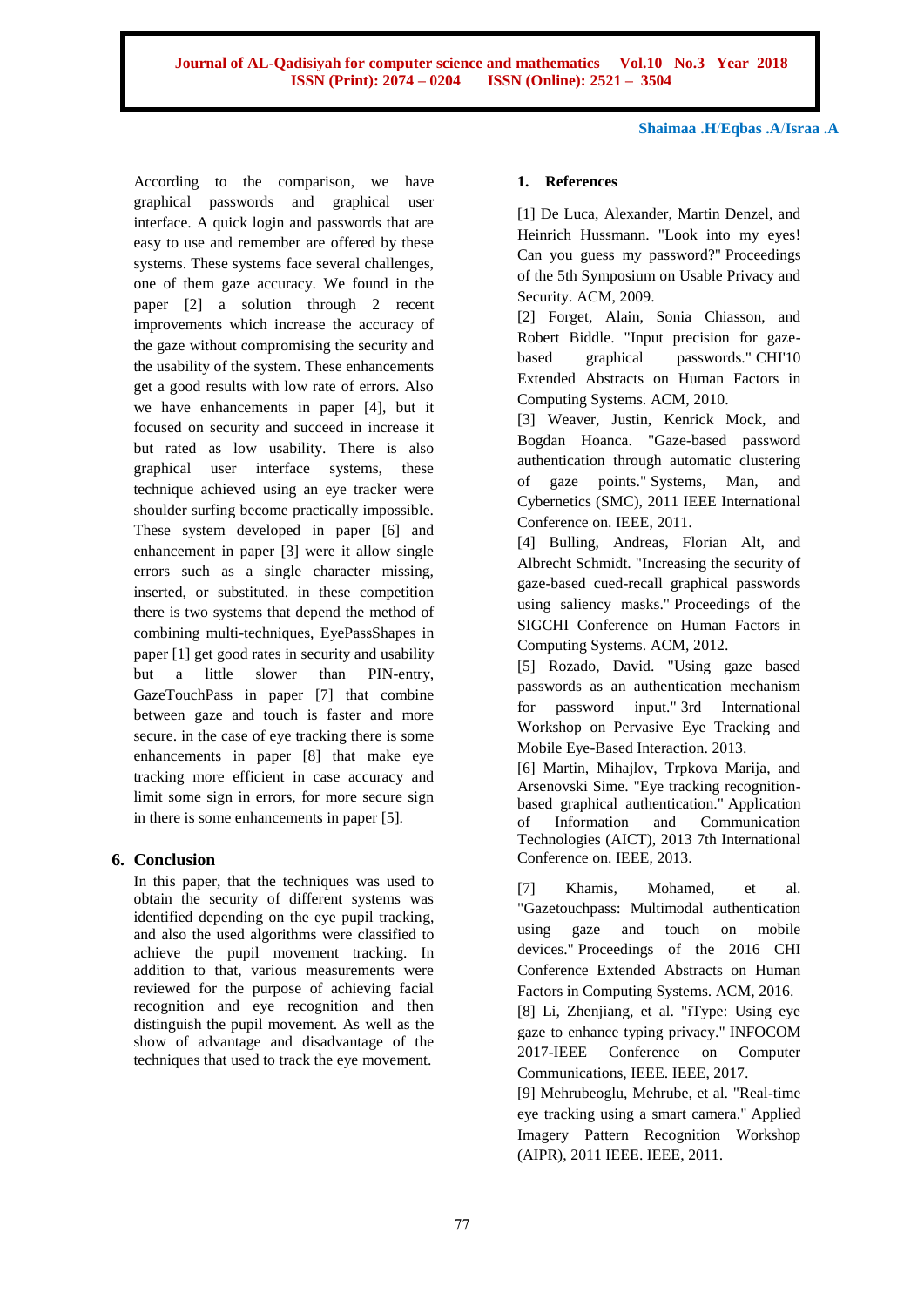According to the comparison, we have graphical passwords and graphical user interface. A quick login and passwords that are easy to use and remember are offered by these systems. These systems face several challenges, one of them gaze accuracy. We found in the paper [2] a solution through 2 recent improvements which increase the accuracy of the gaze without compromising the security and the usability of the system. These enhancements get a good results with low rate of errors. Also we have enhancements in paper [4], but it focused on security and succeed in increase it but rated as low usability. There is also graphical user interface systems, these technique achieved using an eye tracker were shoulder surfing become practically impossible. These system developed in paper [6] and enhancement in paper [3] were it allow single errors such as a single character missing, inserted, or substituted. in these competition there is two systems that depend the method of combining multi-techniques, EyePassShapes in paper [1] get good rates in security and usability but a little slower than PIN-entry, GazeTouchPass in paper [7] that combine between gaze and touch is faster and more secure. in the case of eye tracking there is some enhancements in paper [8] that make eye tracking more efficient in case accuracy and limit some sign in errors, for more secure sign in there is some enhancements in paper [5].

## 6. Conclusion

In this paper, that the techniques was used to obtain the security of different systems was identified depending on the eye pupil tracking, and also the used algorithms were classified to achieve the pupil movement tracking. In addition to that, various measurements were reviewed for the purpose of achieving facial recognition and eye recognition and then distinguish the pupil movement. As well as the show of advantage and disadvantage of the techniques that used to track the eye movement.

## 1. References

[1] De Luca, Alexander, Martin Denzel, and Heinrich Hussmann. "Look into my eyes! Can you guess my password?" Proceedings of the 5th Symposium on Usable Privacy and Security. ACM, 2009.

[2] Forget, Alain, Sonia Chiasson, and Robert Biddle. "Input precision for gaze-based graphical passwords." CHI'10 Extended Abstracts on Human Factors in Computing Systems. ACM, 2010.

[3] Weaver, Justin, Kenrick Mock, and Bogdan Hoanca. "Gaze-based password authentication through automatic clustering of gaze points." Systems, Man, and Cybernetics (SMC), 2011 IEEE International Conference on. IEEE, 2011.

[4] Bulling, Andreas, Florian Alt, and Albrecht Schmidt. "Increasing the security of gaze-based cued-recall graphical passwords using saliency masks." Proceedings of the SIGCHI Conference on Human Factors in Computing Systems. ACM, 2012.

[5] Rozado, David. "Using gaze based passwords as an authentication mechanism for password input." 3rd International Workshop on Pervasive Eye Tracking and Mobile Eye-Based Interaction. 2013.

[6] Martin, Mihajlov, Trpkova Marija, and Arsenovski Sime. "Eye tracking recognition-based graphical authentication." Application of Information and Communication Technologies (AICT), 2013 7th International Conference on. IEEE, 2013.

[7] Khamis, Mohamed, et al. "Gazetouchpass: Multimodal authentication using gaze and touch on mobile devices." Proceedings of the 2016 CHI Conference Extended Abstracts on Human Factors in Computing Systems. ACM, 2016.

[8] Li, Zhenjiang, et al. "iType: Using eye gaze to enhance typing privacy." INFOCOM 2017-IEEE Conference on Computer Communications, IEEE. IEEE, 2017.

[9] Mehrubeoglu, Mehrube, et al. "Real-time eye tracking using a smart camera." Applied Imagery Pattern Recognition Workshop (AIPR), 2011 IEEE. IEEE, 2011.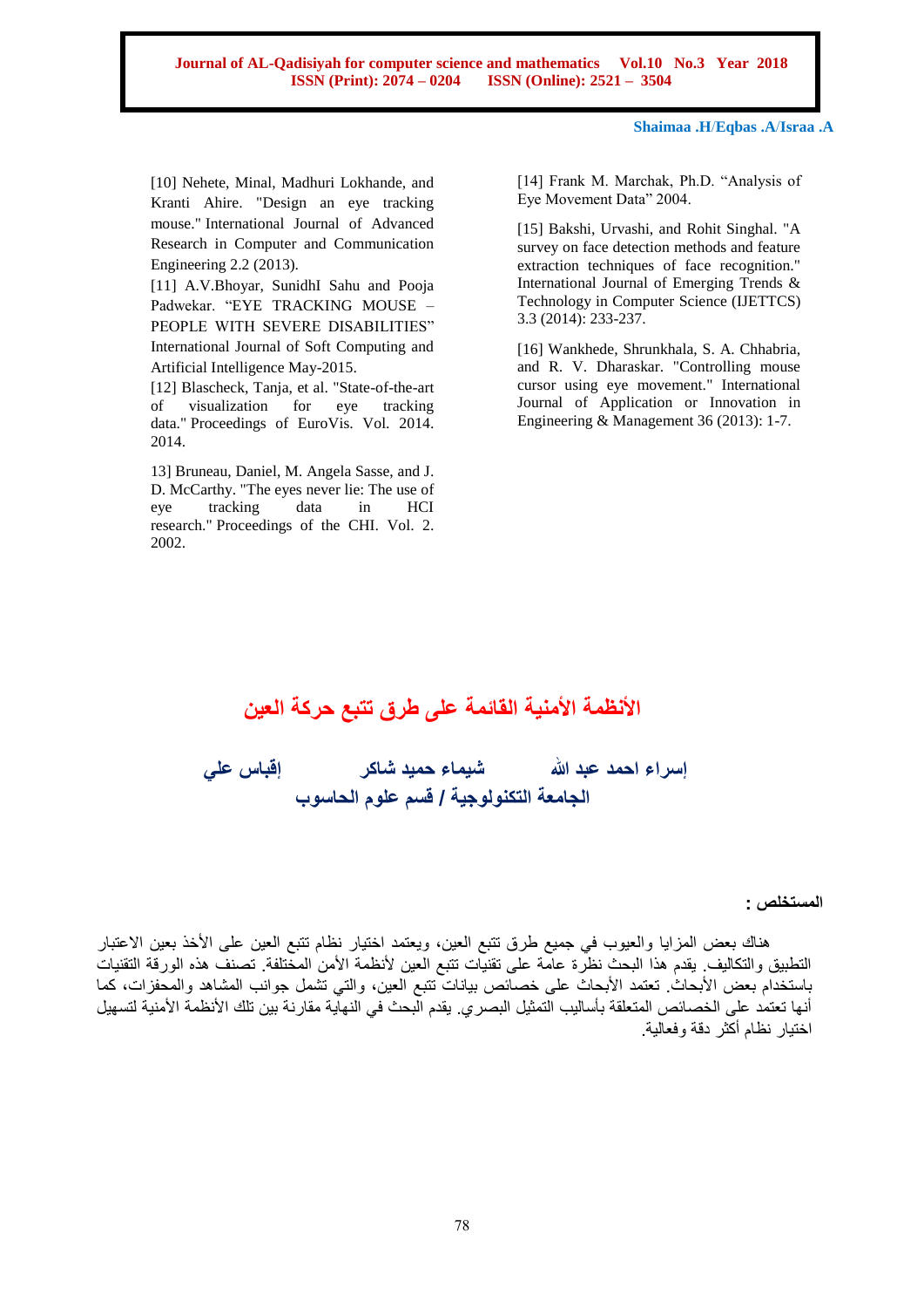[10] Nehete, Minal, Madhuri Lokhande, and Kranti Ahire. "Design an eye tracking mouse." International Journal of Advanced Research in Computer and Communication Engineering 2.2 (2013).

[11] A.V.Bhoyar, SunidhI Sahu and Pooja Padwekar. "EYE TRACKING MOUSE – PEOPLE WITH SEVERE DISABILITIES" International Journal of Soft Computing and Artificial Intelligence May-2015.

[12] Blascheck, Tanja, et al. "State-of-the-art of visualization for eye tracking data." Proceedings of EuroVis. Vol. 2014. 2014.

13] Bruneau, Daniel, M. Angela Sasse, and J. D. McCarthy. "The eyes never lie: The use of eye tracking data in HCI research." Proceedings of the CHI. Vol. 2. 2002.

[14] Frank M. Marchak, Ph.D. "Analysis of Eye Movement Data" 2004.

[15] Bakshi, Urvashi, and Rohit Singhal. "A survey on face detection methods and feature extraction techniques of face recognition." International Journal of Emerging Trends & Technology in Computer Science (IJETTCS) 3.3 (2014): 233-237.

[16] Wankhede, Shrunkhala, S. A. Chhabria, and R. V. Dharaskar. "Controlling mouse cursor using eye movement." International Journal of Application or Innovation in Engineering & Management 36 (2013): 1-7.

# الأنظمة الأمنية القائمة على طرق تتبع حركة العين

**إسراء احمد عبد الله &nbsp;&nbsp;&nbsp;&nbsp; شيماء حميد شاكر &nbsp;&nbsp;&nbsp;&nbsp; إقباس علي**

**الجامعة التكنولوجية / قسم علوم الحاسوب**

**المستخلص :**

هناك بعض المزايا والعيوب في جميع طرق تتبع العين، ويعتمد اختيار نظام تتبع العين على الأخذ بعين الاعتبار التطبيق والتكاليف. يقدم هذا البحث نظرة عامة على تقنيات تتبع العين لأنظمة الأمن المختلفة. تصنف هذه الورقة التقنيات باستخدام بعض الأبحاث. تعتمد الأبحاث على خصائص بيانات تتبع العين، والتي تشمل جوانب المشاهد والمحفزات، كما أنها تعتمد على الخصائص المتعلقة بأساليب التمثيل البصري. يقدم البحث في النهاية مقارنة بين تلك الأنظمة الأمنية لتسهيل اختيار نظام أكثر دقة وفعالية.